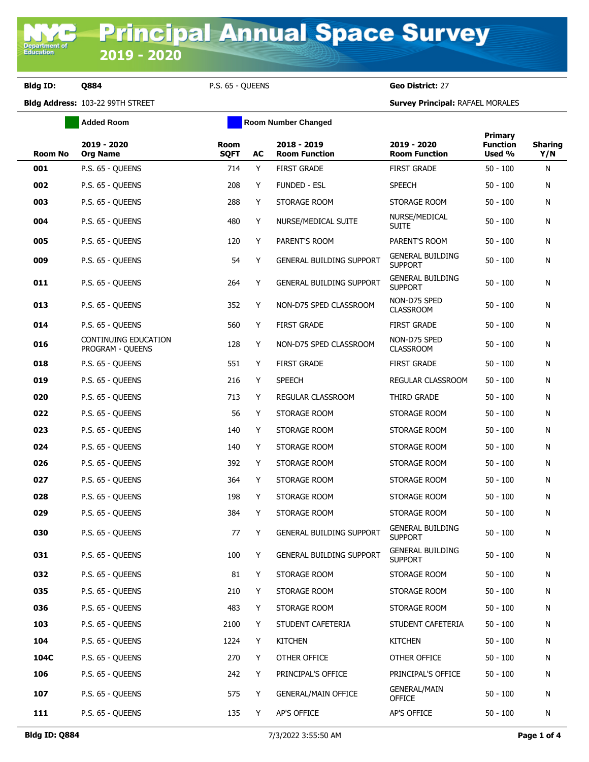# Principal Annual Space Survey 2019 - 2020

**Bldg ID:** Q884 P.S. 65 - QUEENS **Geo District:** 27

**Bldg Address:** 103-22 99TH STREET **Survey Principal:** RAFAEL MORALES

Added Room | Room Number Changed

| Room No | 2019 - 2020 Org Name | Room SQFT | AC | 2018 - 2019 Room Function | 2019 - 2020 Room Function | Primary Function Used % | Sharing Y/N |
|---|---|---|---|---|---|---|---|
| 001 | P.S. 65 - QUEENS | 714 | Y | FIRST GRADE | FIRST GRADE | 50 - 100 | N |
| 002 | P.S. 65 - QUEENS | 208 | Y | FUNDED - ESL | SPEECH | 50 - 100 | N |
| 003 | P.S. 65 - QUEENS | 288 | Y | STORAGE ROOM | STORAGE ROOM | 50 - 100 | N |
| 004 | P.S. 65 - QUEENS | 480 | Y | NURSE/MEDICAL SUITE | NURSE/MEDICAL SUITE | 50 - 100 | N |
| 005 | P.S. 65 - QUEENS | 120 | Y | PARENT'S ROOM | PARENT'S ROOM | 50 - 100 | N |
| 009 | P.S. 65 - QUEENS | 54 | Y | GENERAL BUILDING SUPPORT | GENERAL BUILDING SUPPORT | 50 - 100 | N |
| 011 | P.S. 65 - QUEENS | 264 | Y | GENERAL BUILDING SUPPORT | GENERAL BUILDING SUPPORT | 50 - 100 | N |
| 013 | P.S. 65 - QUEENS | 352 | Y | NON-D75 SPED CLASSROOM | NON-D75 SPED CLASSROOM | 50 - 100 | N |
| 014 | P.S. 65 - QUEENS | 560 | Y | FIRST GRADE | FIRST GRADE | 50 - 100 | N |
| 016 | CONTINUING EDUCATION PROGRAM - QUEENS | 128 | Y | NON-D75 SPED CLASSROOM | NON-D75 SPED CLASSROOM | 50 - 100 | N |
| 018 | P.S. 65 - QUEENS | 551 | Y | FIRST GRADE | FIRST GRADE | 50 - 100 | N |
| 019 | P.S. 65 - QUEENS | 216 | Y | SPEECH | REGULAR CLASSROOM | 50 - 100 | N |
| 020 | P.S. 65 - QUEENS | 713 | Y | REGULAR CLASSROOM | THIRD GRADE | 50 - 100 | N |
| 022 | P.S. 65 - QUEENS | 56 | Y | STORAGE ROOM | STORAGE ROOM | 50 - 100 | N |
| 023 | P.S. 65 - QUEENS | 140 | Y | STORAGE ROOM | STORAGE ROOM | 50 - 100 | N |
| 024 | P.S. 65 - QUEENS | 140 | Y | STORAGE ROOM | STORAGE ROOM | 50 - 100 | N |
| 026 | P.S. 65 - QUEENS | 392 | Y | STORAGE ROOM | STORAGE ROOM | 50 - 100 | N |
| 027 | P.S. 65 - QUEENS | 364 | Y | STORAGE ROOM | STORAGE ROOM | 50 - 100 | N |
| 028 | P.S. 65 - QUEENS | 198 | Y | STORAGE ROOM | STORAGE ROOM | 50 - 100 | N |
| 029 | P.S. 65 - QUEENS | 384 | Y | STORAGE ROOM | STORAGE ROOM | 50 - 100 | N |
| 030 | P.S. 65 - QUEENS | 77 | Y | GENERAL BUILDING SUPPORT | GENERAL BUILDING SUPPORT | 50 - 100 | N |
| 031 | P.S. 65 - QUEENS | 100 | Y | GENERAL BUILDING SUPPORT | GENERAL BUILDING SUPPORT | 50 - 100 | N |
| 032 | P.S. 65 - QUEENS | 81 | Y | STORAGE ROOM | STORAGE ROOM | 50 - 100 | N |
| 035 | P.S. 65 - QUEENS | 210 | Y | STORAGE ROOM | STORAGE ROOM | 50 - 100 | N |
| 036 | P.S. 65 - QUEENS | 483 | Y | STORAGE ROOM | STORAGE ROOM | 50 - 100 | N |
| 103 | P.S. 65 - QUEENS | 2100 | Y | STUDENT CAFETERIA | STUDENT CAFETERIA | 50 - 100 | N |
| 104 | P.S. 65 - QUEENS | 1224 | Y | KITCHEN | KITCHEN | 50 - 100 | N |
| 104C | P.S. 65 - QUEENS | 270 | Y | OTHER OFFICE | OTHER OFFICE | 50 - 100 | N |
| 106 | P.S. 65 - QUEENS | 242 | Y | PRINCIPAL'S OFFICE | PRINCIPAL'S OFFICE | 50 - 100 | N |
| 107 | P.S. 65 - QUEENS | 575 | Y | GENERAL/MAIN OFFICE | GENERAL/MAIN OFFICE | 50 - 100 | N |
| 111 | P.S. 65 - QUEENS | 135 | Y | AP'S OFFICE | AP'S OFFICE | 50 - 100 | N |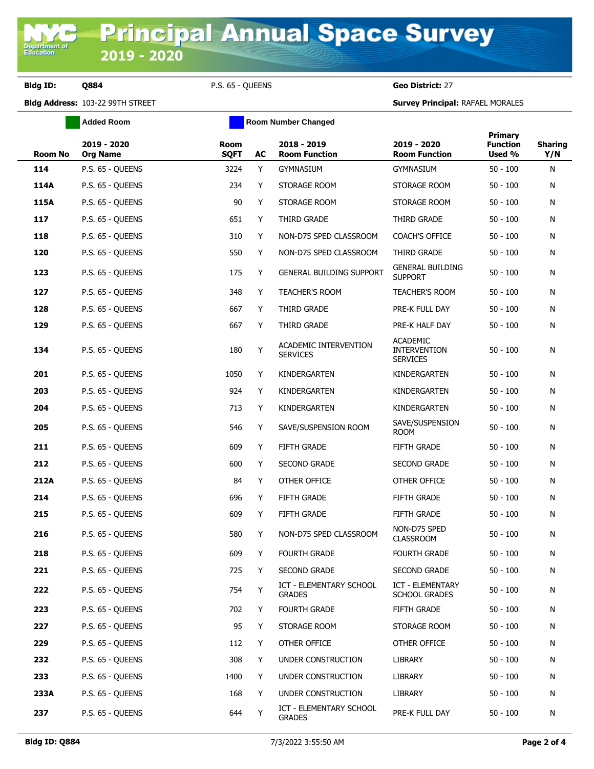# Principal Annual Space Survey 2019 - 2020

**Bldg ID:** Q884 P.S. 65 - QUEENS **Geo District:** 27

**Bldg Address:** 103-22 99TH STREET **Survey Principal:** RAFAEL MORALES

Added Room | Room Number Changed

| Room No | 2019 - 2020 Org Name | Room SQFT | AC | 2018 - 2019 Room Function | 2019 - 2020 Room Function | Primary Function Used % | Sharing Y/N |
|---|---|---|---|---|---|---|---|
| 114 | P.S. 65 - QUEENS | 3224 | Y | GYMNASIUM | GYMNASIUM | 50 - 100 | N |
| 114A | P.S. 65 - QUEENS | 234 | Y | STORAGE ROOM | STORAGE ROOM | 50 - 100 | N |
| 115A | P.S. 65 - QUEENS | 90 | Y | STORAGE ROOM | STORAGE ROOM | 50 - 100 | N |
| 117 | P.S. 65 - QUEENS | 651 | Y | THIRD GRADE | THIRD GRADE | 50 - 100 | N |
| 118 | P.S. 65 - QUEENS | 310 | Y | NON-D75 SPED CLASSROOM | COACH'S OFFICE | 50 - 100 | N |
| 120 | P.S. 65 - QUEENS | 550 | Y | NON-D75 SPED CLASSROOM | THIRD GRADE | 50 - 100 | N |
| 123 | P.S. 65 - QUEENS | 175 | Y | GENERAL BUILDING SUPPORT | GENERAL BUILDING SUPPORT | 50 - 100 | N |
| 127 | P.S. 65 - QUEENS | 348 | Y | TEACHER'S ROOM | TEACHER'S ROOM | 50 - 100 | N |
| 128 | P.S. 65 - QUEENS | 667 | Y | THIRD GRADE | PRE-K FULL DAY | 50 - 100 | N |
| 129 | P.S. 65 - QUEENS | 667 | Y | THIRD GRADE | PRE-K HALF DAY | 50 - 100 | N |
| 134 | P.S. 65 - QUEENS | 180 | Y | ACADEMIC INTERVENTION SERVICES | ACADEMIC INTERVENTION SERVICES | 50 - 100 | N |
| 201 | P.S. 65 - QUEENS | 1050 | Y | KINDERGARTEN | KINDERGARTEN | 50 - 100 | N |
| 203 | P.S. 65 - QUEENS | 924 | Y | KINDERGARTEN | KINDERGARTEN | 50 - 100 | N |
| 204 | P.S. 65 - QUEENS | 713 | Y | KINDERGARTEN | KINDERGARTEN | 50 - 100 | N |
| 205 | P.S. 65 - QUEENS | 546 | Y | SAVE/SUSPENSION ROOM | SAVE/SUSPENSION ROOM | 50 - 100 | N |
| 211 | P.S. 65 - QUEENS | 609 | Y | FIFTH GRADE | FIFTH GRADE | 50 - 100 | N |
| 212 | P.S. 65 - QUEENS | 600 | Y | SECOND GRADE | SECOND GRADE | 50 - 100 | N |
| 212A | P.S. 65 - QUEENS | 84 | Y | OTHER OFFICE | OTHER OFFICE | 50 - 100 | N |
| 214 | P.S. 65 - QUEENS | 696 | Y | FIFTH GRADE | FIFTH GRADE | 50 - 100 | N |
| 215 | P.S. 65 - QUEENS | 609 | Y | FIFTH GRADE | FIFTH GRADE | 50 - 100 | N |
| 216 | P.S. 65 - QUEENS | 580 | Y | NON-D75 SPED CLASSROOM | NON-D75 SPED CLASSROOM | 50 - 100 | N |
| 218 | P.S. 65 - QUEENS | 609 | Y | FOURTH GRADE | FOURTH GRADE | 50 - 100 | N |
| 221 | P.S. 65 - QUEENS | 725 | Y | SECOND GRADE | SECOND GRADE | 50 - 100 | N |
| 222 | P.S. 65 - QUEENS | 754 | Y | ICT - ELEMENTARY SCHOOL GRADES | ICT - ELEMENTARY SCHOOL GRADES | 50 - 100 | N |
| 223 | P.S. 65 - QUEENS | 702 | Y | FOURTH GRADE | FIFTH GRADE | 50 - 100 | N |
| 227 | P.S. 65 - QUEENS | 95 | Y | STORAGE ROOM | STORAGE ROOM | 50 - 100 | N |
| 229 | P.S. 65 - QUEENS | 112 | Y | OTHER OFFICE | OTHER OFFICE | 50 - 100 | N |
| 232 | P.S. 65 - QUEENS | 308 | Y | UNDER CONSTRUCTION | LIBRARY | 50 - 100 | N |
| 233 | P.S. 65 - QUEENS | 1400 | Y | UNDER CONSTRUCTION | LIBRARY | 50 - 100 | N |
| 233A | P.S. 65 - QUEENS | 168 | Y | UNDER CONSTRUCTION | LIBRARY | 50 - 100 | N |
| 237 | P.S. 65 - QUEENS | 644 | Y | ICT - ELEMENTARY SCHOOL GRADES | PRE-K FULL DAY | 50 - 100 | N |

Bldg ID: Q884 7/3/2022 3:55:50 AM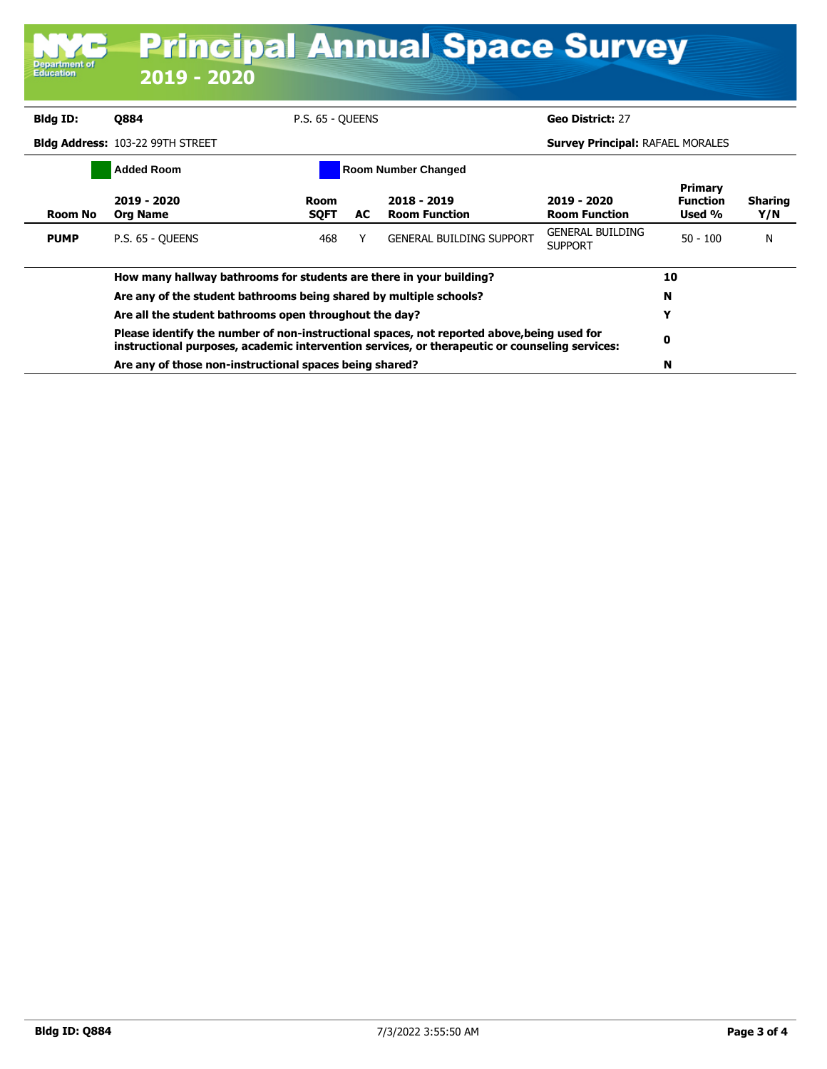# Principal Annual Space Survey 2019 - 2020

**Bldg ID:** Q884 P.S. 65 - QUEENS **Geo District:** 27

**Bldg Address:** 103-22 99TH STREET **Survey Principal:** RAFAEL MORALES

Added Room | Room Number Changed

| Room No | 2019 - 2020 Org Name | Room SQFT | AC | 2018 - 2019 Room Function | 2019 - 2020 Room Function | Primary Function Used % | Sharing Y/N |
|---|---|---|---|---|---|---|---|
| **PUMP** | P.S. 65 - QUEENS | 468 | Y | GENERAL BUILDING SUPPORT | GENERAL BUILDING SUPPORT | 50 - 100 | N |

| | |
|---|---|
| **How many hallway bathrooms for students are there in your building?** | **10** |
| **Are any of the student bathrooms being shared by multiple schools?** | **N** |
| **Are all the student bathrooms open throughout the day?** | **Y** |
| **Please identify the number of non-instructional spaces, not reported above,being used for instructional purposes, academic intervention services, or therapeutic or counseling services:** | **0** |
| **Are any of those non-instructional spaces being shared?** | **N** |

**Bldg ID: Q884** 7/3/2022 3:55:50 AM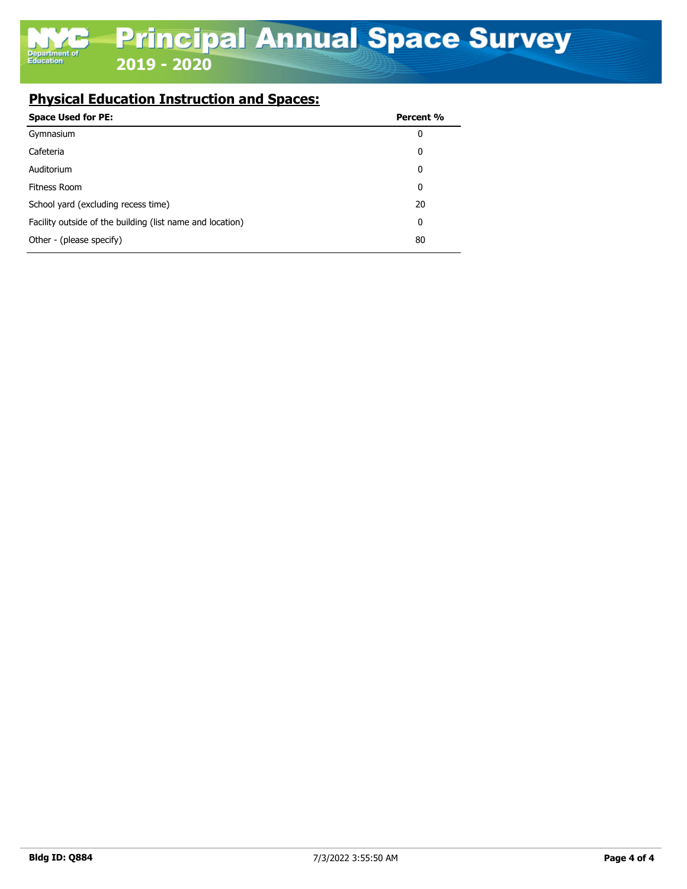## Physical Education Instruction and Spaces:

| Space Used for PE: | Percent % |
| --- | --- |
| Gymnasium | 0 |
| Cafeteria | 0 |
| Auditorium | 0 |
| Fitness Room | 0 |
| School yard (excluding recess time) | 20 |
| Facility outside of the building (list name and location) | 0 |
| Other - (please specify) | 80 |